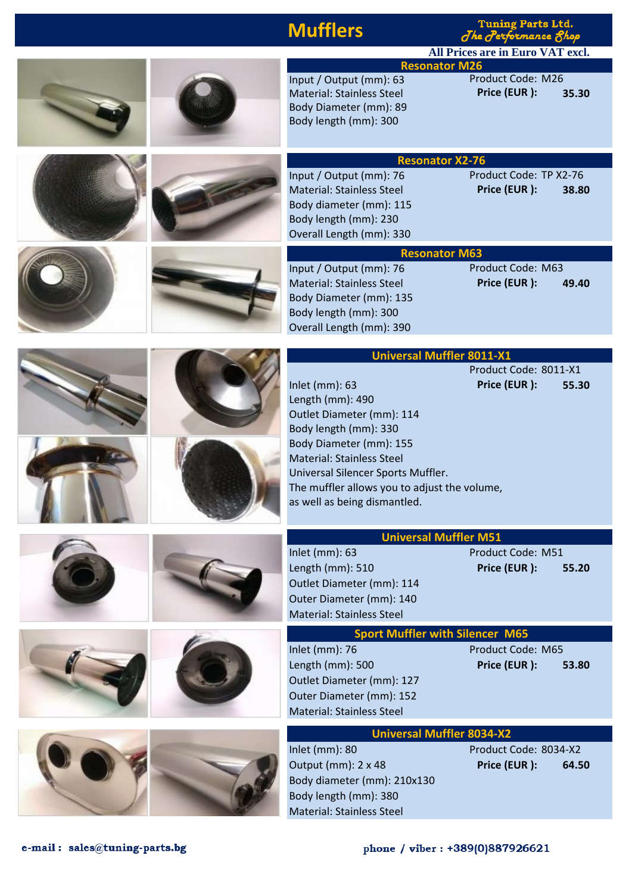# Mufflers

**Tuning Parts Ltd.**
*The Performance Shop*

**All Prices are in Euro VAT excl.**

## Resonator M26

Input / Output (mm): 63
Material: Stainless Steel
Body Diameter (mm): 89
Body length (mm): 300

Product Code: M26
**Price (EUR ): 35.30**

## Resonator X2-76

Input / Output (mm): 76
Material: Stainless Steel
Body diameter (mm): 115
Body length (mm): 230
Overall Length (mm): 330

Product Code: TP X2-76
**Price (EUR ): 38.80**

## Resonator M63

Input / Output (mm): 76
Material: Stainless Steel
Body Diameter (mm): 135
Body length (mm): 300
Overall Length (mm): 390

Product Code: M63
**Price (EUR ): 49.40**

## Universal Muffler 8011-X1

Product Code: 8011-X1
**Price (EUR ): 55.30**

Inlet (mm): 63
Length (mm): 490
Outlet Diameter (mm): 114
Body length (mm): 330
Body Diameter (mm): 155
Material: Stainless Steel
Universal Silencer Sports Muffler.
The muffler allows you to adjust the volume,
as well as being dismantled.

## Universal Muffler M51

Inlet (mm): 63
Length (mm): 510
Outlet Diameter (mm): 114
Outer Diameter (mm): 140
Material: Stainless Steel

Product Code: M51
**Price (EUR ): 55.20**

## Sport Muffler with Silencer M65

Inlet (mm): 76
Length (mm): 500
Outlet Diameter (mm): 127
Outer Diameter (mm): 152
Material: Stainless Steel

Product Code: M65
**Price (EUR ): 53.80**

## Universal Muffler 8034-X2

Inlet (mm): 80
Output (mm): 2 x 48
Body diameter (mm): 210x130
Body length (mm): 380
Material: Stainless Steel

Product Code: 8034-X2
**Price (EUR ): 64.50**

**e-mail : sales@tuning-parts.bg**

**phone / viber : +389(0)887926621**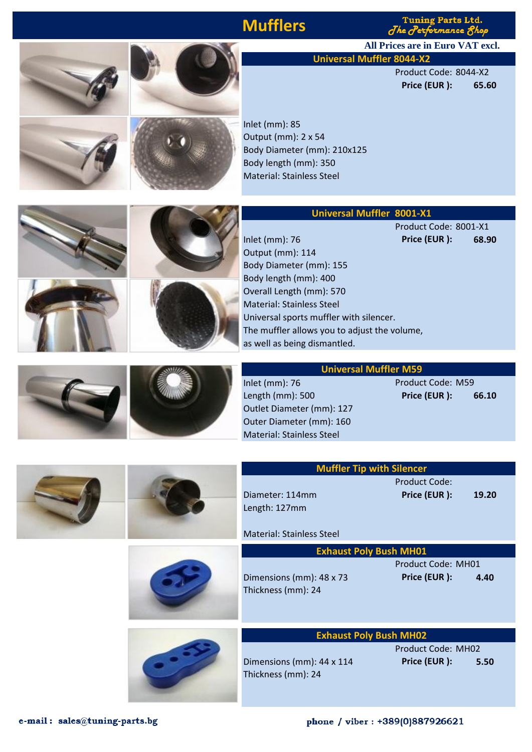# Mufflers

Tuning Parts Ltd.
The Performance Shop

All Prices are in Euro VAT excl.

## Universal Muffler 8044-X2

Product Code: 8044-X2
**Price (EUR ): 65.60**

Inlet (mm): 85
Output (mm): 2 x 54
Body Diameter (mm): 210x125
Body length (mm): 350
Material: Stainless Steel

## Universal Muffler 8001-X1

Product Code: 8001-X1
**Price (EUR ): 68.90**

Inlet (mm): 76
Output (mm): 114
Body Diameter (mm): 155
Body length (mm): 400
Overall Length (mm): 570
Material: Stainless Steel
Universal sports muffler with silencer.
The muffler allows you to adjust the volume,
as well as being dismantled.

## Universal Muffler M59

Product Code: M59
**Price (EUR ): 66.10**

Inlet (mm): 76
Length (mm): 500
Outlet Diameter (mm): 127
Outer Diameter (mm): 160
Material: Stainless Steel

## Muffler Tip with Silencer

Product Code:
**Price (EUR ): 19.20**

Diameter: 114mm
Length: 127mm

Material: Stainless Steel

## Exhaust Poly Bush MH01

Product Code: MH01
**Price (EUR ): 4.40**

Dimensions (mm): 48 x 73
Thickness (mm): 24

## Exhaust Poly Bush MH02

Product Code: MH02
**Price (EUR ): 5.50**

Dimensions (mm): 44 x 114
Thickness (mm): 24

e-mail : sales@tuning-parts.bg

phone / viber : +389(0)887926621